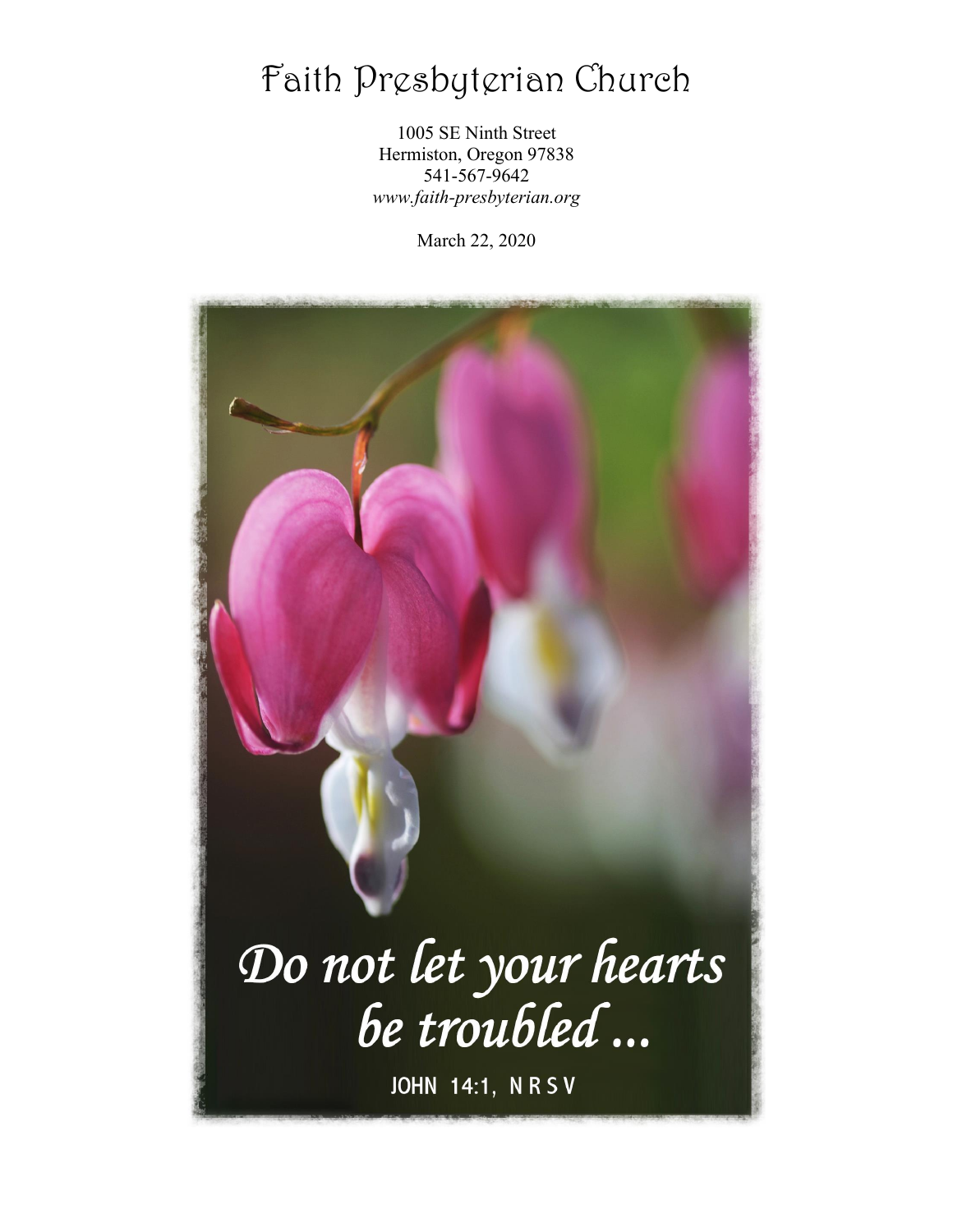# Faith Presbyterian Church

1005 SE Ninth Street
Hermiston, Oregon 97838
541-567-9642
*www.faith-presbyterian.org*

March 22, 2020

*Do not let your hearts be troubled ...*

JOHN 14:1, NRSV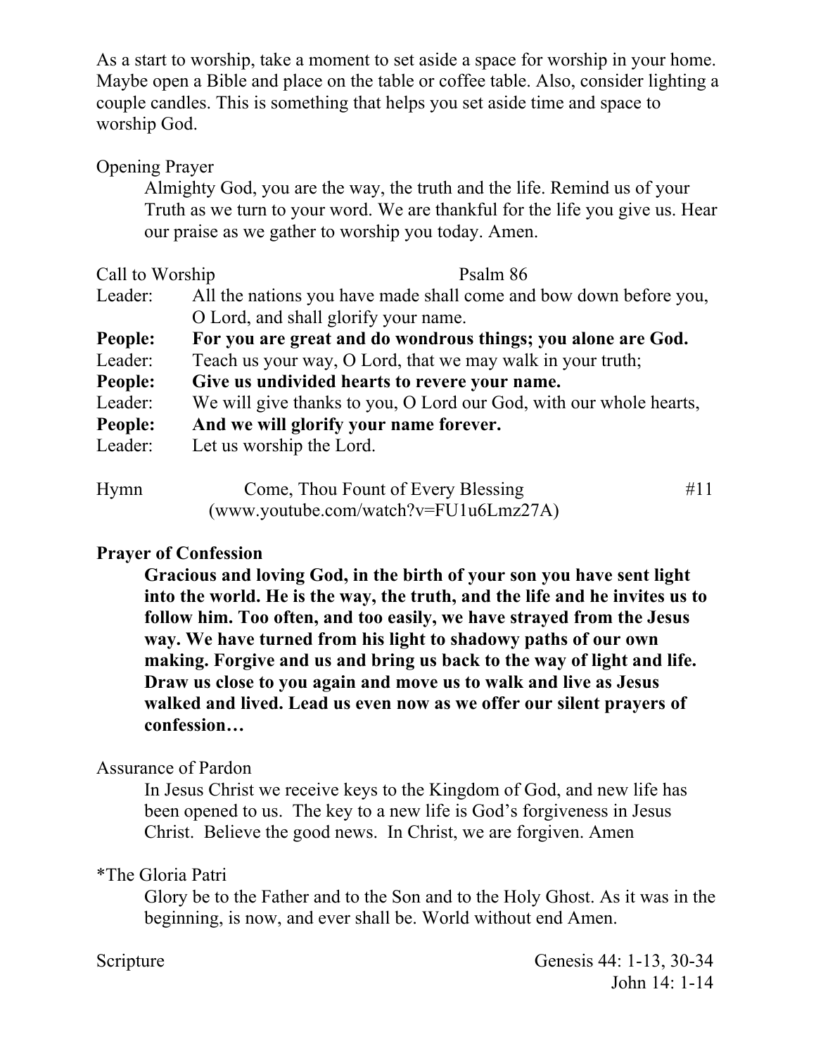As a start to worship, take a moment to set aside a space for worship in your home. Maybe open a Bible and place on the table or coffee table. Also, consider lighting a couple candles. This is something that helps you set aside time and space to worship God.

Opening Prayer

Almighty God, you are the way, the truth and the life. Remind us of your Truth as we turn to your word. We are thankful for the life you give us. Hear our praise as we gather to worship you today. Amen.

Call to Worship — Psalm 86

Leader: All the nations you have made shall come and bow down before you, O Lord, and shall glorify your name.

**People: For you are great and do wondrous things; you alone are God.**

Leader: Teach us your way, O Lord, that we may walk in your truth;

**People: Give us undivided hearts to revere your name.**

Leader: We will give thanks to you, O Lord our God, with our whole hearts,

**People: And we will glorify your name forever.**

Leader: Let us worship the Lord.

Hymn — Come, Thou Fount of Every Blessing — #11
(www.youtube.com/watch?v=FU1u6Lmz27A)

**Prayer of Confession**

**Gracious and loving God, in the birth of your son you have sent light into the world. He is the way, the truth, and the life and he invites us to follow him. Too often, and too easily, we have strayed from the Jesus way. We have turned from his light to shadowy paths of our own making. Forgive and us and bring us back to the way of light and life. Draw us close to you again and move us to walk and live as Jesus walked and lived. Lead us even now as we offer our silent prayers of confession…**

Assurance of Pardon

In Jesus Christ we receive keys to the Kingdom of God, and new life has been opened to us. The key to a new life is God's forgiveness in Jesus Christ. Believe the good news. In Christ, we are forgiven. Amen

*The Gloria Patri

Glory be to the Father and to the Son and to the Holy Ghost. As it was in the beginning, is now, and ever shall be. World without end Amen.

Scripture — Genesis 44: 1-13, 30-34
John 14: 1-14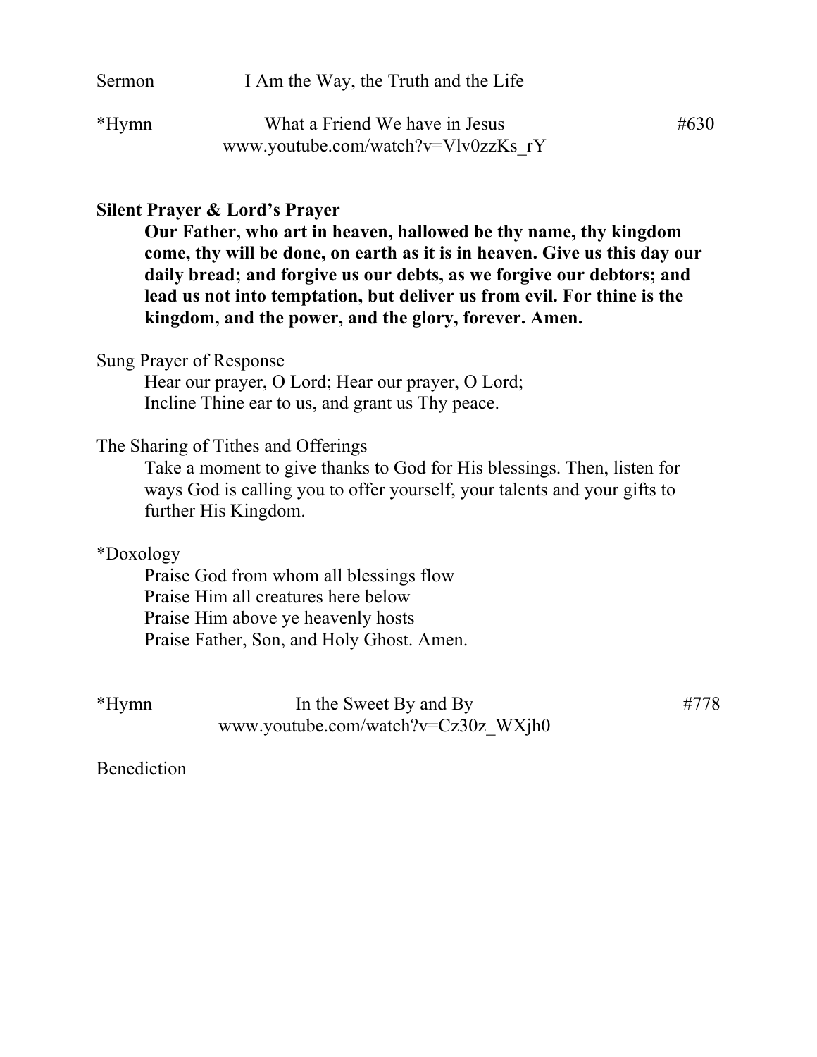Sermon I Am the Way, the Truth and the Life

*Hymn What a Friend We have in Jesus #630
www.youtube.com/watch?v=Vlv0zzKs_rY

**Silent Prayer & Lord's Prayer**

> **Our Father, who art in heaven, hallowed be thy name, thy kingdom come, thy will be done, on earth as it is in heaven. Give us this day our daily bread; and forgive us our debts, as we forgive our debtors; and lead us not into temptation, but deliver us from evil. For thine is the kingdom, and the power, and the glory, forever. Amen.**

Sung Prayer of Response

> Hear our prayer, O Lord; Hear our prayer, O Lord;
> Incline Thine ear to us, and grant us Thy peace.

The Sharing of Tithes and Offerings

> Take a moment to give thanks to God for His blessings. Then, listen for ways God is calling you to offer yourself, your talents and your gifts to further His Kingdom.

*Doxology

> Praise God from whom all blessings flow
> Praise Him all creatures here below
> Praise Him above ye heavenly hosts
> Praise Father, Son, and Holy Ghost. Amen.

*Hymn In the Sweet By and By #778
www.youtube.com/watch?v=Cz30z_WXjh0

Benediction